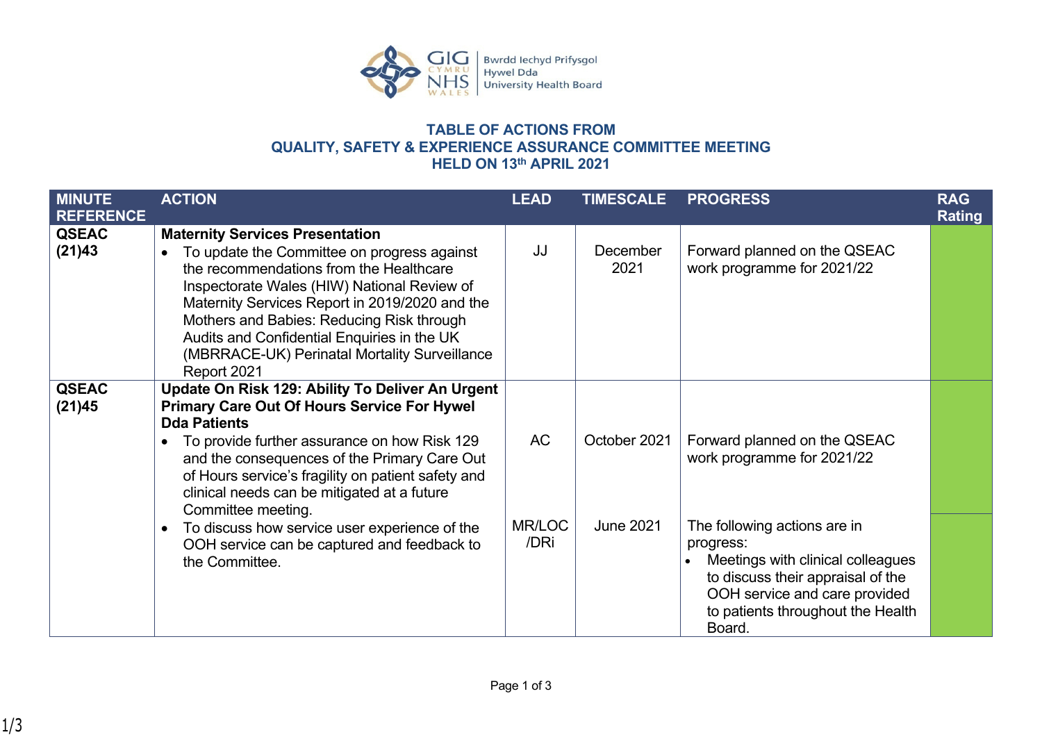# TABLE OF ACTIONS FROM QUALITY, SAFETY & EXPERIENCE ASSURANCE COMMITTEE MEETING HELD ON 13th APRIL 2021

| MINUTE REFERENCE | ACTION | LEAD | TIMESCALE | PROGRESS | RAG Rating |
|---|---|---|---|---|---|
| QSEAC (21)43 | **Maternity Services Presentation**<br>• To update the Committee on progress against the recommendations from the Healthcare Inspectorate Wales (HIW) National Review of Maternity Services Report in 2019/2020 and the Mothers and Babies: Reducing Risk through Audits and Confidential Enquiries in the UK (MBRRACE-UK) Perinatal Mortality Surveillance Report 2021 | JJ | December 2021 | Forward planned on the QSEAC work programme for 2021/22 | |
| QSEAC (21)45 | **Update On Risk 129: Ability To Deliver An Urgent Primary Care Out Of Hours Service For Hywel Dda Patients**<br>• To provide further assurance on how Risk 129 and the consequences of the Primary Care Out of Hours service's fragility on patient safety and clinical needs can be mitigated at a future Committee meeting. | AC | October 2021 | Forward planned on the QSEAC work programme for 2021/22 | |
| | • To discuss how service user experience of the OOH service can be captured and feedback to the Committee. | MR/LOC /DRi | June 2021 | The following actions are in progress:<br>• Meetings with clinical colleagues to discuss their appraisal of the OOH service and care provided to patients throughout the Health Board. | |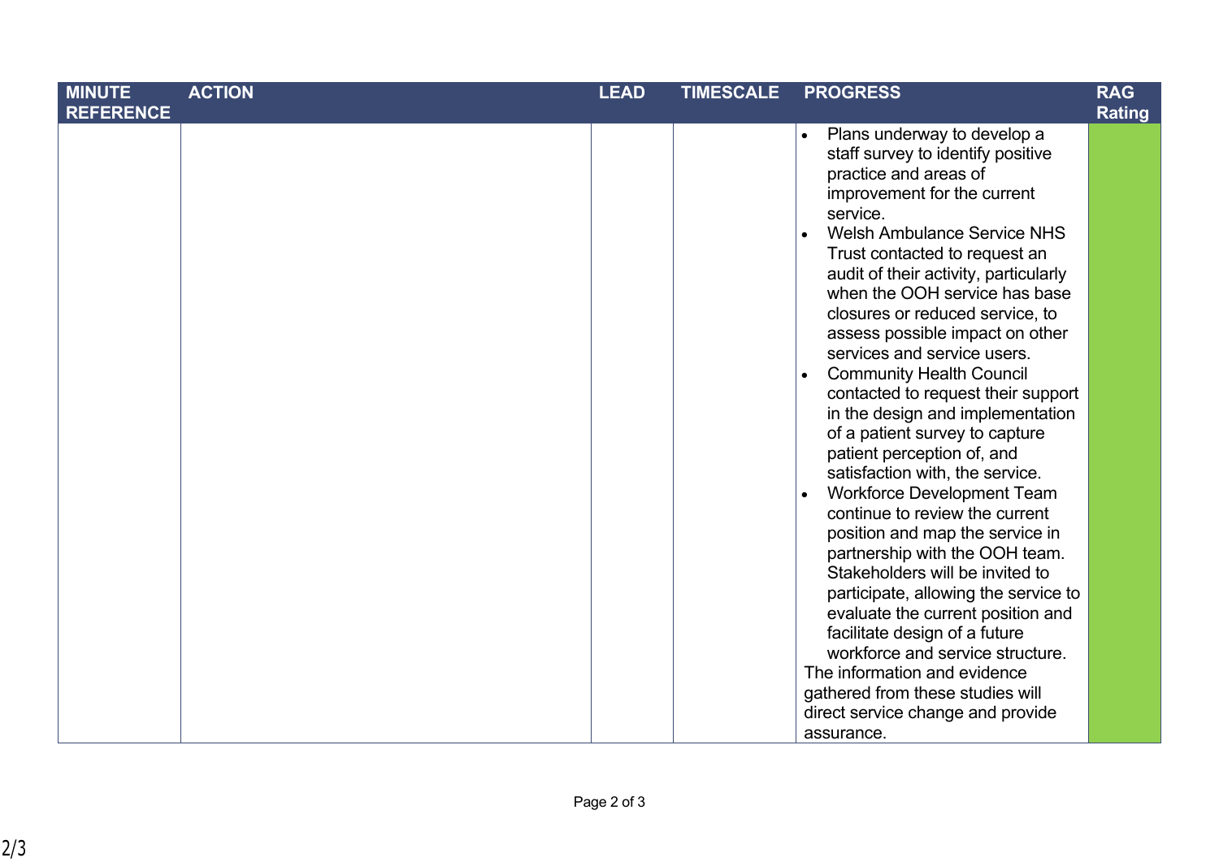| MINUTE REFERENCE | ACTION | LEAD | TIMESCALE | PROGRESS | RAG Rating |
|---|---|---|---|---|---|
| | | | | • Plans underway to develop a staff survey to identify positive practice and areas of improvement for the current service.<br>• Welsh Ambulance Service NHS Trust contacted to request an audit of their activity, particularly when the OOH service has base closures or reduced service, to assess possible impact on other services and service users.<br>• Community Health Council contacted to request their support in the design and implementation of a patient survey to capture patient perception of, and satisfaction with, the service.<br>• Workforce Development Team continue to review the current position and map the service in partnership with the OOH team. Stakeholders will be invited to participate, allowing the service to evaluate the current position and facilitate design of a future workforce and service structure.<br>The information and evidence gathered from these studies will direct service change and provide assurance. | |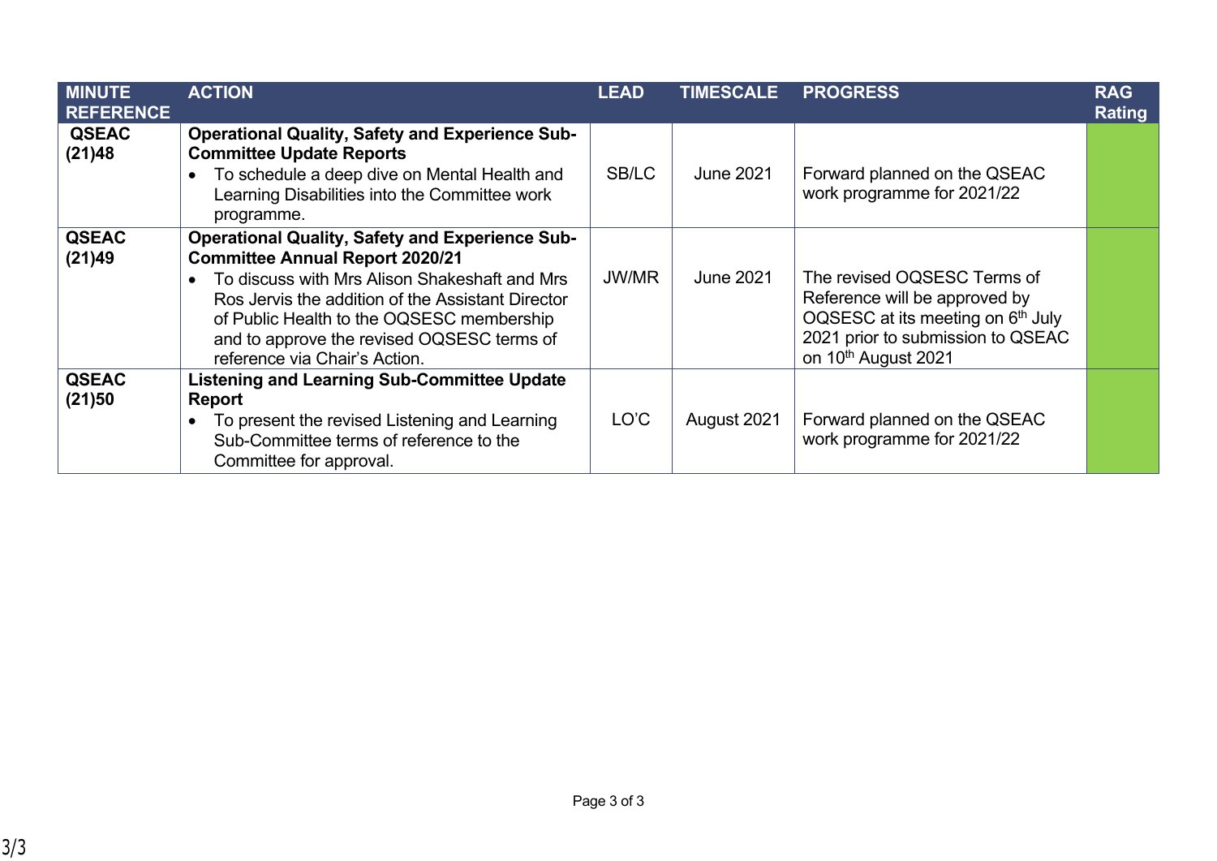| MINUTE REFERENCE | ACTION | LEAD | TIMESCALE | PROGRESS | RAG Rating |
|---|---|---|---|---|---|
| **QSEAC (21)48** | **Operational Quality, Safety and Experience Sub-Committee Update Reports**<br>• To schedule a deep dive on Mental Health and Learning Disabilities into the Committee work programme. | SB/LC | June 2021 | Forward planned on the QSEAC work programme for 2021/22 | |
| **QSEAC (21)49** | **Operational Quality, Safety and Experience Sub-Committee Annual Report 2020/21**<br>• To discuss with Mrs Alison Shakeshaft and Mrs Ros Jervis the addition of the Assistant Director of Public Health to the OQSESC membership and to approve the revised OQSESC terms of reference via Chair's Action. | JW/MR | June 2021 | The revised OQSESC Terms of Reference will be approved by OQSESC at its meeting on 6th July 2021 prior to submission to QSEAC on 10th August 2021 | |
| **QSEAC (21)50** | **Listening and Learning Sub-Committee Update Report**<br>• To present the revised Listening and Learning Sub-Committee terms of reference to the Committee for approval. | LO'C | August 2021 | Forward planned on the QSEAC work programme for 2021/22 | |